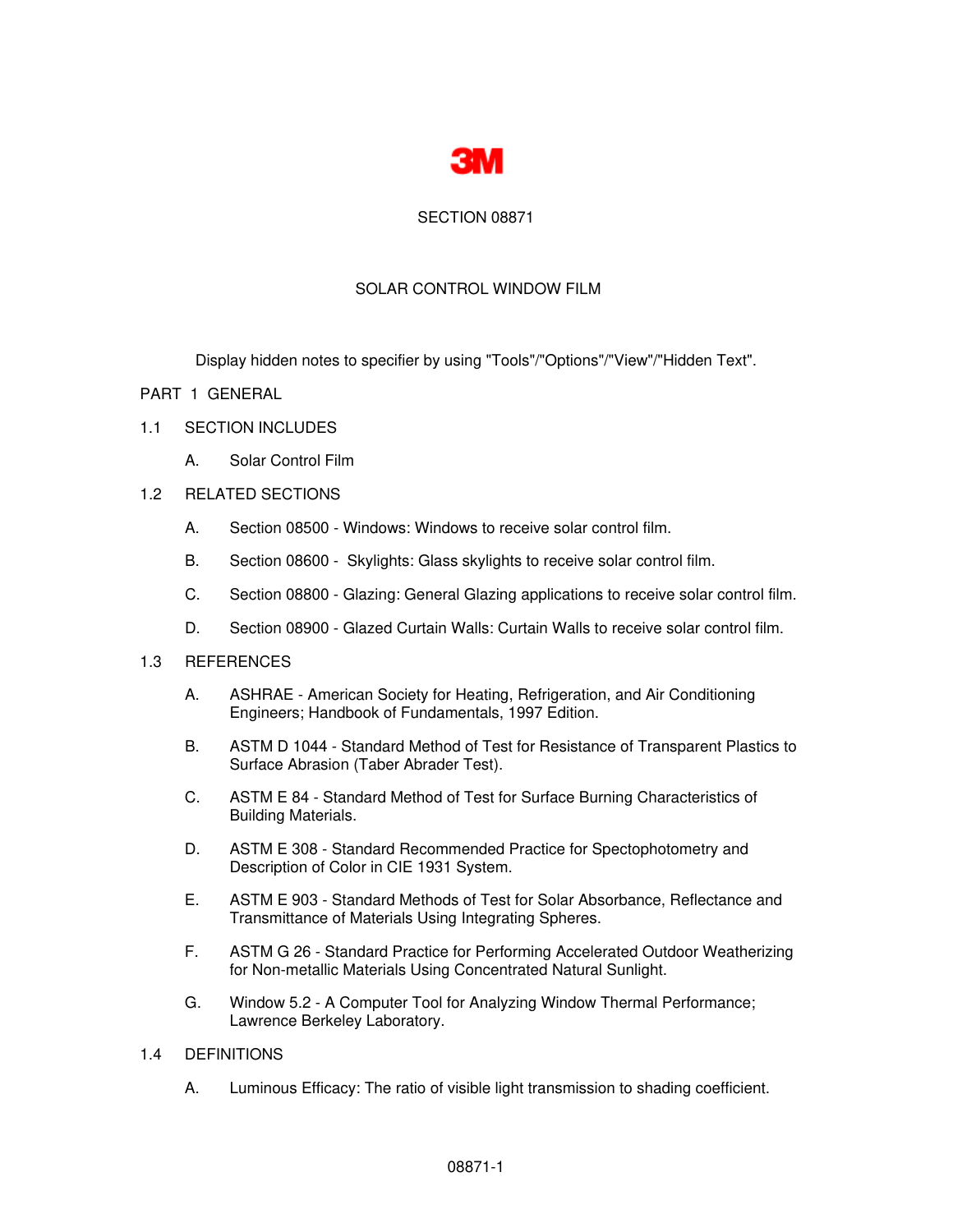3M

# SECTION 08871

# SOLAR CONTROL WINDOW FILM

Display hidden notes to specifier by using "Tools"/"Options"/"View"/"Hidden Text".

## PART 1 GENERAL

### 1.1 SECTION INCLUDES

A. Solar Control Film

### 1.2 RELATED SECTIONS

A. Section 08500 - Windows: Windows to receive solar control film.

B. Section 08600 - Skylights: Glass skylights to receive solar control film.

C. Section 08800 - Glazing: General Glazing applications to receive solar control film.

D. Section 08900 - Glazed Curtain Walls: Curtain Walls to receive solar control film.

### 1.3 REFERENCES

A. ASHRAE - American Society for Heating, Refrigeration, and Air Conditioning Engineers; Handbook of Fundamentals, 1997 Edition.

B. ASTM D 1044 - Standard Method of Test for Resistance of Transparent Plastics to Surface Abrasion (Taber Abrader Test).

C. ASTM E 84 - Standard Method of Test for Surface Burning Characteristics of Building Materials.

D. ASTM E 308 - Standard Recommended Practice for Spectophotometry and Description of Color in CIE 1931 System.

E. ASTM E 903 - Standard Methods of Test for Solar Absorbance, Reflectance and Transmittance of Materials Using Integrating Spheres.

F. ASTM G 26 - Standard Practice for Performing Accelerated Outdoor Weatherizing for Non-metallic Materials Using Concentrated Natural Sunlight.

G. Window 5.2 - A Computer Tool for Analyzing Window Thermal Performance; Lawrence Berkeley Laboratory.

### 1.4 DEFINITIONS

A. Luminous Efficacy: The ratio of visible light transmission to shading coefficient.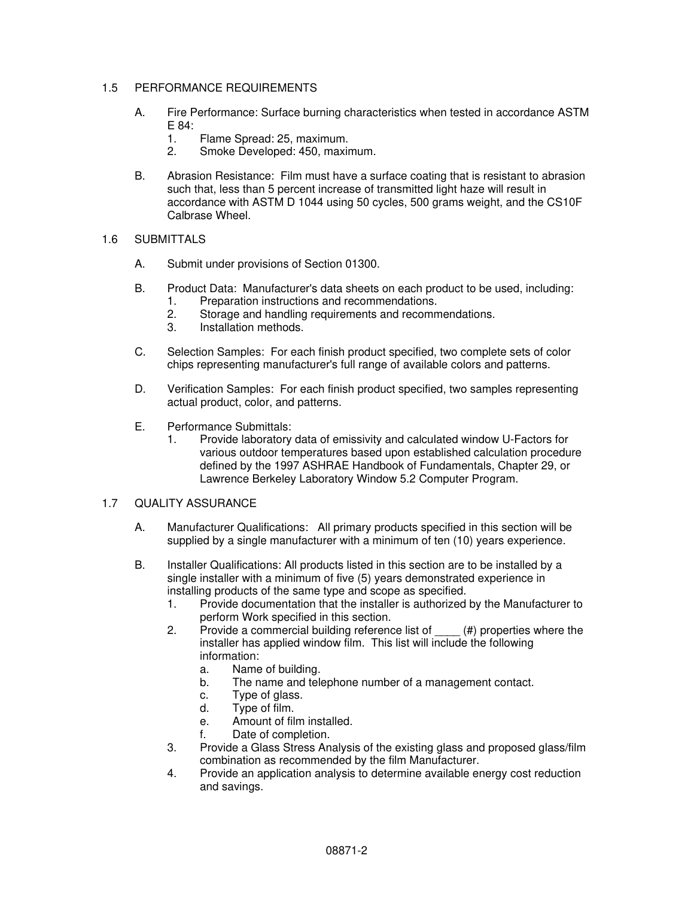## 1.5 PERFORMANCE REQUIREMENTS

A. Fire Performance: Surface burning characteristics when tested in accordance ASTM E 84:
   1. Flame Spread: 25, maximum.
   2. Smoke Developed: 450, maximum.

B. Abrasion Resistance: Film must have a surface coating that is resistant to abrasion such that, less than 5 percent increase of transmitted light haze will result in accordance with ASTM D 1044 using 50 cycles, 500 grams weight, and the CS10F Calbrase Wheel.

## 1.6 SUBMITTALS

A. Submit under provisions of Section 01300.

B. Product Data: Manufacturer's data sheets on each product to be used, including:
   1. Preparation instructions and recommendations.
   2. Storage and handling requirements and recommendations.
   3. Installation methods.

C. Selection Samples: For each finish product specified, two complete sets of color chips representing manufacturer's full range of available colors and patterns.

D. Verification Samples: For each finish product specified, two samples representing actual product, color, and patterns.

E. Performance Submittals:
   1. Provide laboratory data of emissivity and calculated window U-Factors for various outdoor temperatures based upon established calculation procedure defined by the 1997 ASHRAE Handbook of Fundamentals, Chapter 29, or Lawrence Berkeley Laboratory Window 5.2 Computer Program.

## 1.7 QUALITY ASSURANCE

A. Manufacturer Qualifications: All primary products specified in this section will be supplied by a single manufacturer with a minimum of ten (10) years experience.

B. Installer Qualifications: All products listed in this section are to be installed by a single installer with a minimum of five (5) years demonstrated experience in installing products of the same type and scope as specified.
   1. Provide documentation that the installer is authorized by the Manufacturer to perform Work specified in this section.
   2. Provide a commercial building reference list of ____ (#) properties where the installer has applied window film. This list will include the following information:
      a. Name of building.
      b. The name and telephone number of a management contact.
      c. Type of glass.
      d. Type of film.
      e. Amount of film installed.
      f. Date of completion.
   3. Provide a Glass Stress Analysis of the existing glass and proposed glass/film combination as recommended by the film Manufacturer.
   4. Provide an application analysis to determine available energy cost reduction and savings.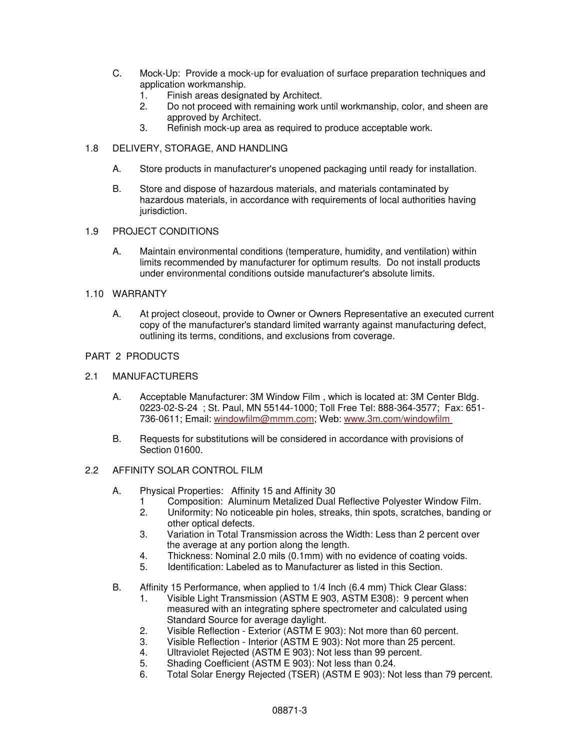C. Mock-Up: Provide a mock-up for evaluation of surface preparation techniques and application workmanship.
   1. Finish areas designated by Architect.
   2. Do not proceed with remaining work until workmanship, color, and sheen are approved by Architect.
   3. Refinish mock-up area as required to produce acceptable work.

1.8 DELIVERY, STORAGE, AND HANDLING

A. Store products in manufacturer's unopened packaging until ready for installation.

B. Store and dispose of hazardous materials, and materials contaminated by hazardous materials, in accordance with requirements of local authorities having jurisdiction.

1.9 PROJECT CONDITIONS

A. Maintain environmental conditions (temperature, humidity, and ventilation) within limits recommended by manufacturer for optimum results. Do not install products under environmental conditions outside manufacturer's absolute limits.

1.10 WARRANTY

A. At project closeout, provide to Owner or Owners Representative an executed current copy of the manufacturer's standard limited warranty against manufacturing defect, outlining its terms, conditions, and exclusions from coverage.

PART 2 PRODUCTS

2.1 MANUFACTURERS

A. Acceptable Manufacturer: 3M Window Film , which is located at: 3M Center Bldg. 0223-02-S-24 ; St. Paul, MN 55144-1000; Toll Free Tel: 888-364-3577; Fax: 651-736-0611; Email: windowfilm@mmm.com; Web: www.3m.com/windowfilm

B. Requests for substitutions will be considered in accordance with provisions of Section 01600.

2.2 AFFINITY SOLAR CONTROL FILM

A. Physical Properties: Affinity 15 and Affinity 30
   1 Composition: Aluminum Metalized Dual Reflective Polyester Window Film.
   2. Uniformity: No noticeable pin holes, streaks, thin spots, scratches, banding or other optical defects.
   3. Variation in Total Transmission across the Width: Less than 2 percent over the average at any portion along the length.
   4. Thickness: Nominal 2.0 mils (0.1mm) with no evidence of coating voids.
   5. Identification: Labeled as to Manufacturer as listed in this Section.

B. Affinity 15 Performance, when applied to 1/4 Inch (6.4 mm) Thick Clear Glass:
   1. Visible Light Transmission (ASTM E 903, ASTM E308): 9 percent when measured with an integrating sphere spectrometer and calculated using Standard Source for average daylight.
   2. Visible Reflection - Exterior (ASTM E 903): Not more than 60 percent.
   3. Visible Reflection - Interior (ASTM E 903): Not more than 25 percent.
   4. Ultraviolet Rejected (ASTM E 903): Not less than 99 percent.
   5. Shading Coefficient (ASTM E 903): Not less than 0.24.
   6. Total Solar Energy Rejected (TSER) (ASTM E 903): Not less than 79 percent.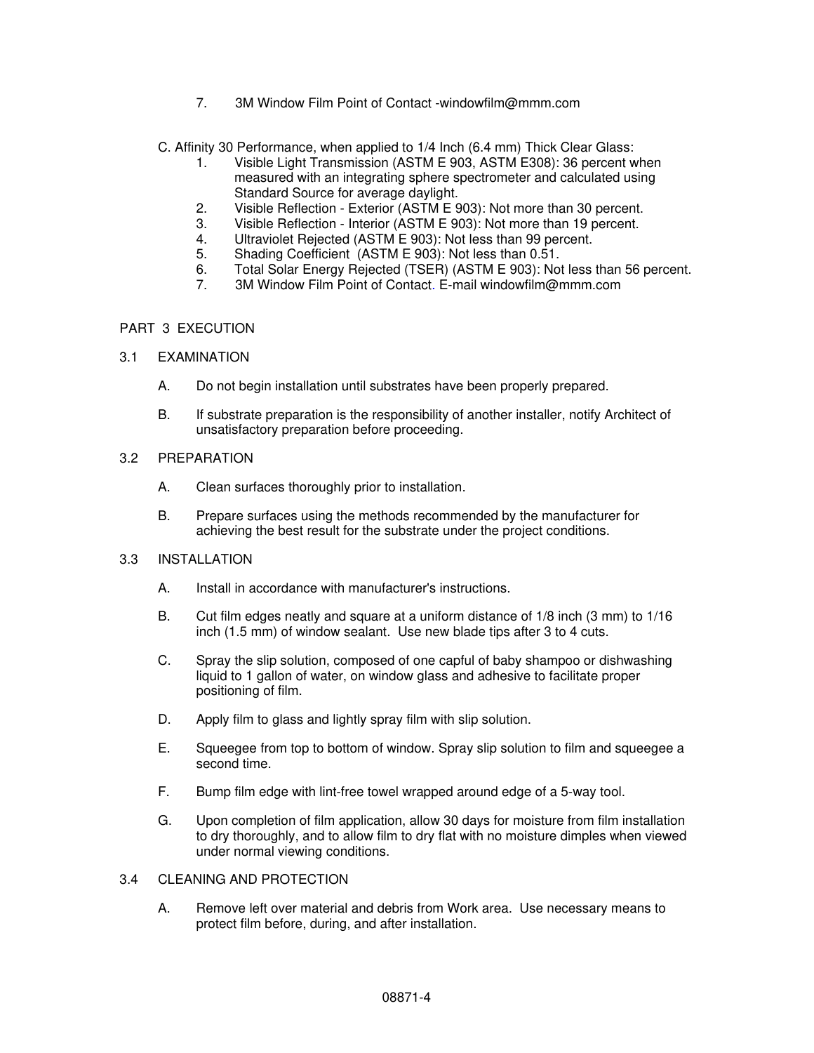7. 3M Window Film Point of Contact -windowfilm@mmm.com

C. Affinity 30 Performance, when applied to 1/4 Inch (6.4 mm) Thick Clear Glass:

1. Visible Light Transmission (ASTM E 903, ASTM E308): 36 percent when measured with an integrating sphere spectrometer and calculated using Standard Source for average daylight.
2. Visible Reflection - Exterior (ASTM E 903): Not more than 30 percent.
3. Visible Reflection - Interior (ASTM E 903): Not more than 19 percent.
4. Ultraviolet Rejected (ASTM E 903): Not less than 99 percent.
5. Shading Coefficient (ASTM E 903): Not less than 0.51.
6. Total Solar Energy Rejected (TSER) (ASTM E 903): Not less than 56 percent.
7. 3M Window Film Point of Contact. E-mail windowfilm@mmm.com

## PART 3 EXECUTION

### 3.1 EXAMINATION

A. Do not begin installation until substrates have been properly prepared.

B. If substrate preparation is the responsibility of another installer, notify Architect of unsatisfactory preparation before proceeding.

### 3.2 PREPARATION

A. Clean surfaces thoroughly prior to installation.

B. Prepare surfaces using the methods recommended by the manufacturer for achieving the best result for the substrate under the project conditions.

### 3.3 INSTALLATION

A. Install in accordance with manufacturer's instructions.

B. Cut film edges neatly and square at a uniform distance of 1/8 inch (3 mm) to 1/16 inch (1.5 mm) of window sealant. Use new blade tips after 3 to 4 cuts.

C. Spray the slip solution, composed of one capful of baby shampoo or dishwashing liquid to 1 gallon of water, on window glass and adhesive to facilitate proper positioning of film.

D. Apply film to glass and lightly spray film with slip solution.

E. Squeegee from top to bottom of window. Spray slip solution to film and squeegee a second time.

F. Bump film edge with lint-free towel wrapped around edge of a 5-way tool.

G. Upon completion of film application, allow 30 days for moisture from film installation to dry thoroughly, and to allow film to dry flat with no moisture dimples when viewed under normal viewing conditions.

### 3.4 CLEANING AND PROTECTION

A. Remove left over material and debris from Work area. Use necessary means to protect film before, during, and after installation.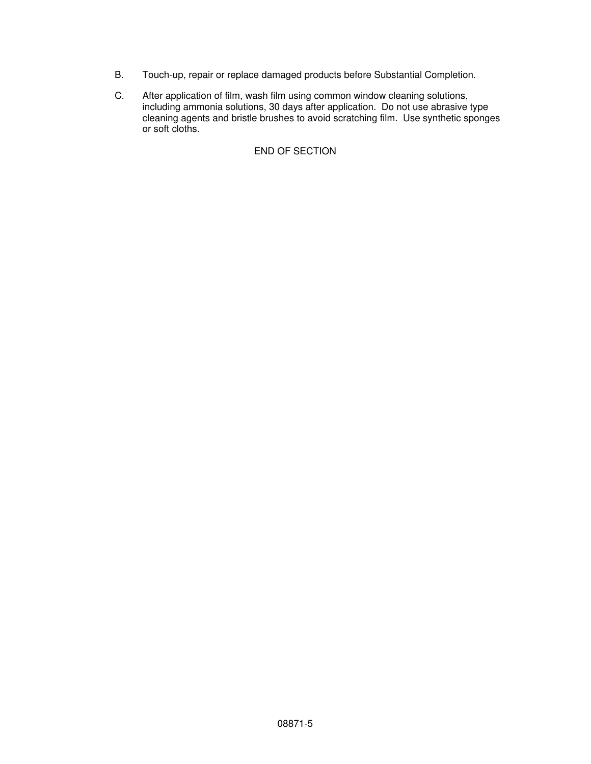B. Touch-up, repair or replace damaged products before Substantial Completion.

C. After application of film, wash film using common window cleaning solutions, including ammonia solutions, 30 days after application. Do not use abrasive type cleaning agents and bristle brushes to avoid scratching film. Use synthetic sponges or soft cloths.

END OF SECTION